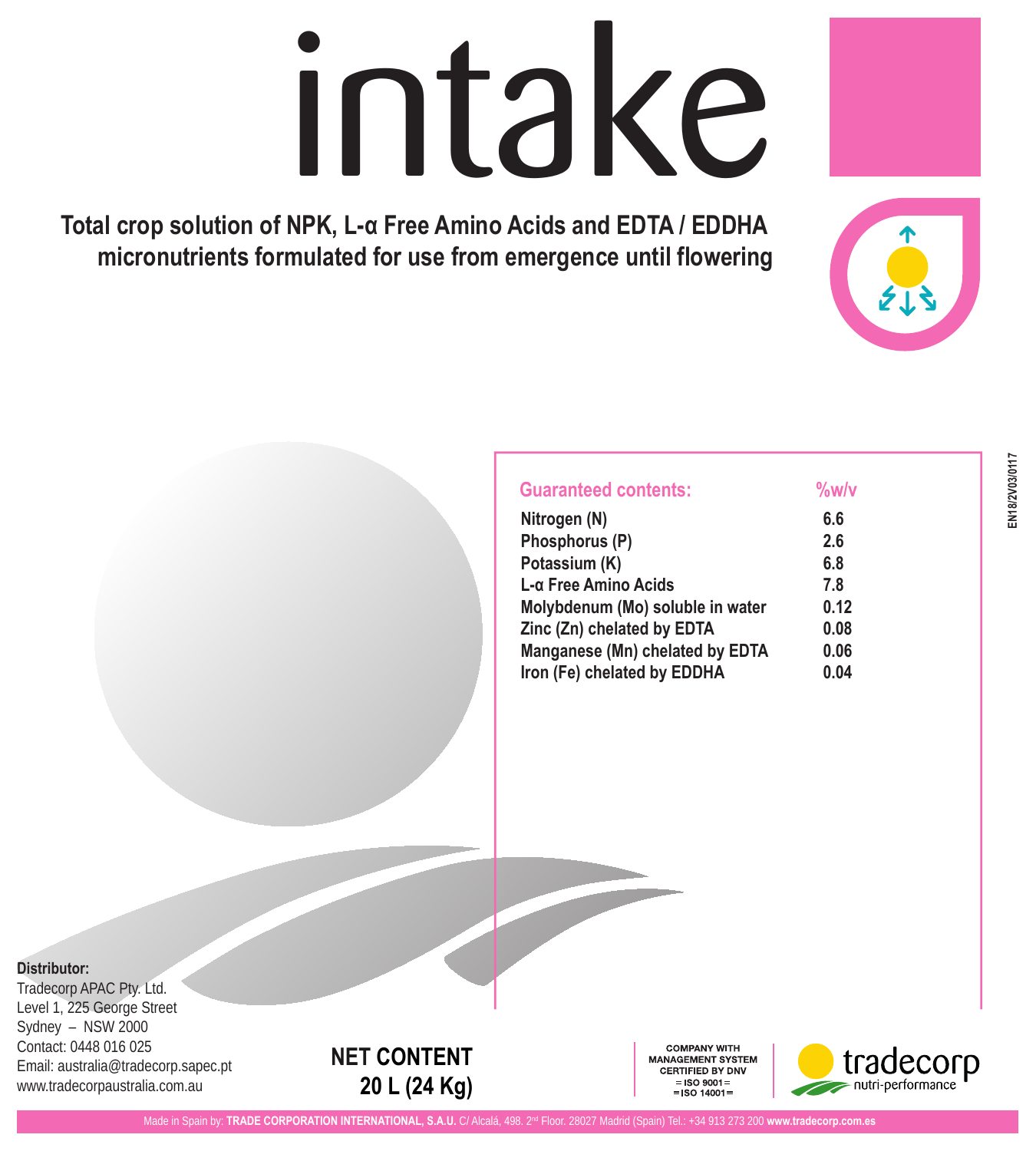# intake

**Total crop solution of NPK, L-α Free Amino Acids and EDTA / EDDHA micronutrients formulated for use from emergence until flowering**

EN18/2V03/0117

| Guaranteed contents: | %w/v |
|---|---|
| Nitrogen (N) | 6.6 |
| Phosphorus (P) | 2.6 |
| Potassium (K) | 6.8 |
| L-α Free Amino Acids | 7.8 |
| Molybdenum (Mo) soluble in water | 0.12 |
| Zinc (Zn) chelated by EDTA | 0.08 |
| Manganese (Mn) chelated by EDTA | 0.06 |
| Iron (Fe) chelated by EDDHA | 0.04 |

**Distributor:**
Tradecorp APAC Pty. Ltd.
Level 1, 225 George Street
Sydney – NSW 2000
Contact: 0448 016 025
Email: australia@tradecorp.sapec.pt
www.tradecorpaustralia.com.au

**NET CONTENT**
**20 L (24 Kg)**

COMPANY WITH MANAGEMENT SYSTEM CERTIFIED BY DNV
= ISO 9001 =
= ISO 14001 =

tradecorp nutri-performance

Made in Spain by: **TRADE CORPORATION INTERNATIONAL, S.A.U.** C/ Alcalá, 498. 2nd Floor. 28027 Madrid (Spain) Tel.: +34 913 273 200 **www.tradecorp.com.es**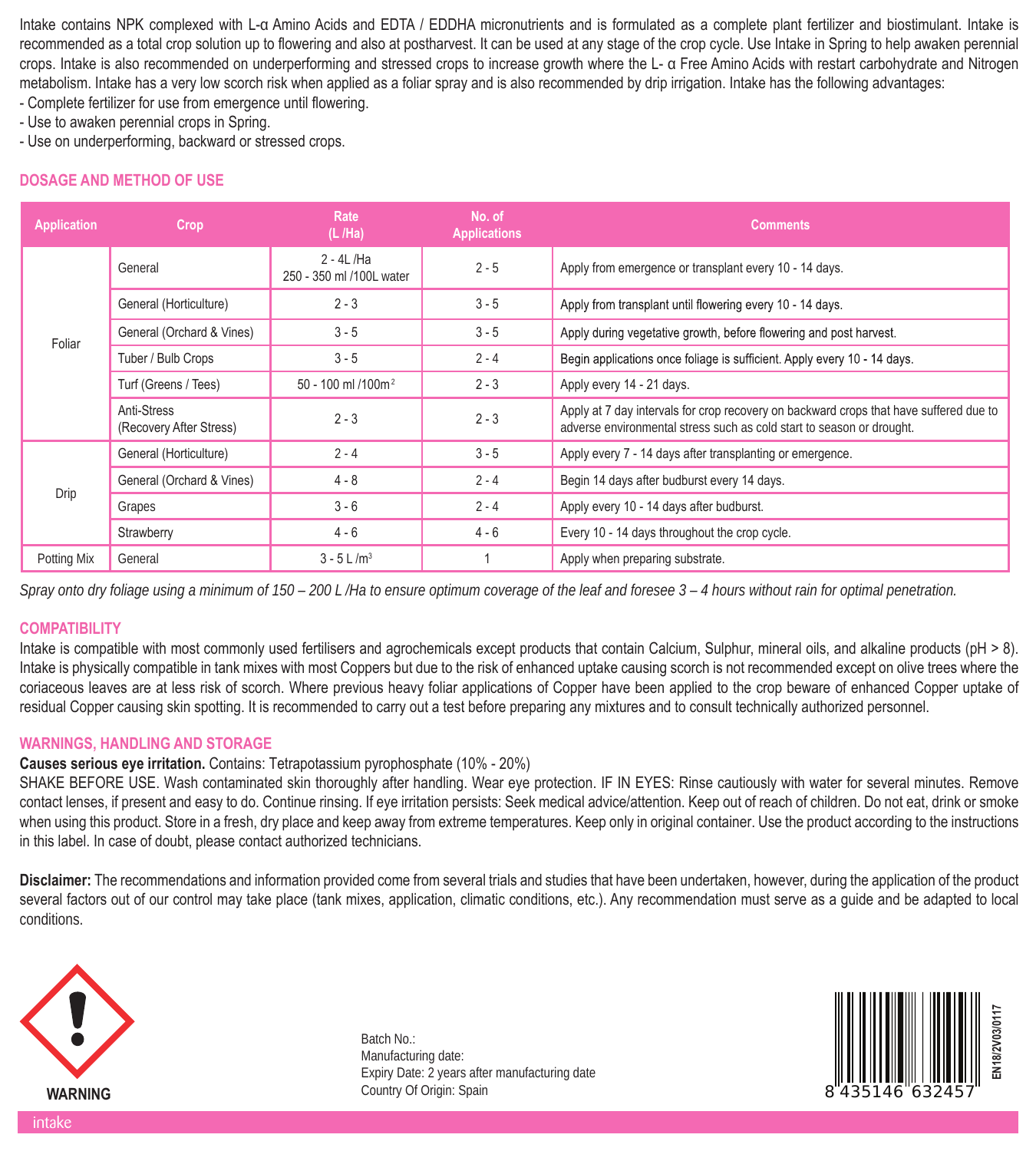Intake contains NPK complexed with L-α Amino Acids and EDTA / EDDHA micronutrients and is formulated as a complete plant fertilizer and biostimulant. Intake is recommended as a total crop solution up to flowering and also at postharvest. It can be used at any stage of the crop cycle. Use Intake in Spring to help awaken perennial crops. Intake is also recommended on underperforming and stressed crops to increase growth where the L- α Free Amino Acids with restart carbohydrate and Nitrogen metabolism. Intake has a very low scorch risk when applied as a foliar spray and is also recommended by drip irrigation. Intake has the following advantages:

- Complete fertilizer for use from emergence until flowering.
- Use to awaken perennial crops in Spring.
- Use on underperforming, backward or stressed crops.

## DOSAGE AND METHOD OF USE

| Application | Crop | Rate (L /Ha) | No. of Applications | Comments |
|---|---|---|---|---|
| Foliar | General | 2 - 4L /Ha 250 - 350 ml /100L water | 2 - 5 | Apply from emergence or transplant every 10 - 14 days. |
| | General (Horticulture) | 2 - 3 | 3 - 5 | Apply from transplant until flowering every 10 - 14 days. |
| | General (Orchard & Vines) | 3 - 5 | 3 - 5 | Apply during vegetative growth, before flowering and post harvest. |
| | Tuber / Bulb Crops | 3 - 5 | 2 - 4 | Begin applications once foliage is sufficient. Apply every 10 - 14 days. |
| | Turf (Greens / Tees) | 50 - 100 ml /100m$^2$ | 2 - 3 | Apply every 14 - 21 days. |
| | Anti-Stress (Recovery After Stress) | 2 - 3 | 2 - 3 | Apply at 7 day intervals for crop recovery on backward crops that have suffered due to adverse environmental stress such as cold start to season or drought. |
| Drip | General (Horticulture) | 2 - 4 | 3 - 5 | Apply every 7 - 14 days after transplanting or emergence. |
| | General (Orchard & Vines) | 4 - 8 | 2 - 4 | Begin 14 days after budburst every 14 days. |
| | Grapes | 3 - 6 | 2 - 4 | Apply every 10 - 14 days after budburst. |
| | Strawberry | 4 - 6 | 4 - 6 | Every 10 - 14 days throughout the crop cycle. |
| Potting Mix | General | 3 - 5 L /m$^3$ | 1 | Apply when preparing substrate. |

*Spray onto dry foliage using a minimum of 150 – 200 L /Ha to ensure optimum coverage of the leaf and foresee 3 – 4 hours without rain for optimal penetration.*

## COMPATIBILITY

Intake is compatible with most commonly used fertilisers and agrochemicals except products that contain Calcium, Sulphur, mineral oils, and alkaline products (pH > 8). Intake is physically compatible in tank mixes with most Coppers but due to the risk of enhanced uptake causing scorch is not recommended except on olive trees where the coriaceous leaves are at less risk of scorch. Where previous heavy foliar applications of Copper have been applied to the crop beware of enhanced Copper uptake of residual Copper causing skin spotting. It is recommended to carry out a test before preparing any mixtures and to consult technically authorized personnel.

## WARNINGS, HANDLING AND STORAGE

**Causes serious eye irritation.** Contains: Tetrapotassium pyrophosphate (10% - 20%)

SHAKE BEFORE USE. Wash contaminated skin thoroughly after handling. Wear eye protection. IF IN EYES: Rinse cautiously with water for several minutes. Remove contact lenses, if present and easy to do. Continue rinsing. If eye irritation persists: Seek medical advice/attention. Keep out of reach of children. Do not eat, drink or smoke when using this product. Store in a fresh, dry place and keep away from extreme temperatures. Keep only in original container. Use the product according to the instructions in this label. In case of doubt, please contact authorized technicians.

**Disclaimer:** The recommendations and information provided come from several trials and studies that have been undertaken, however, during the application of the product several factors out of our control may take place (tank mixes, application, climatic conditions, etc.). Any recommendation must serve as a guide and be adapted to local conditions.

**WARNING**

Batch No.:
Manufacturing date:
Expiry Date: 2 years after manufacturing date
Country Of Origin: Spain

8 435146 632457

EN18/2V03/0117